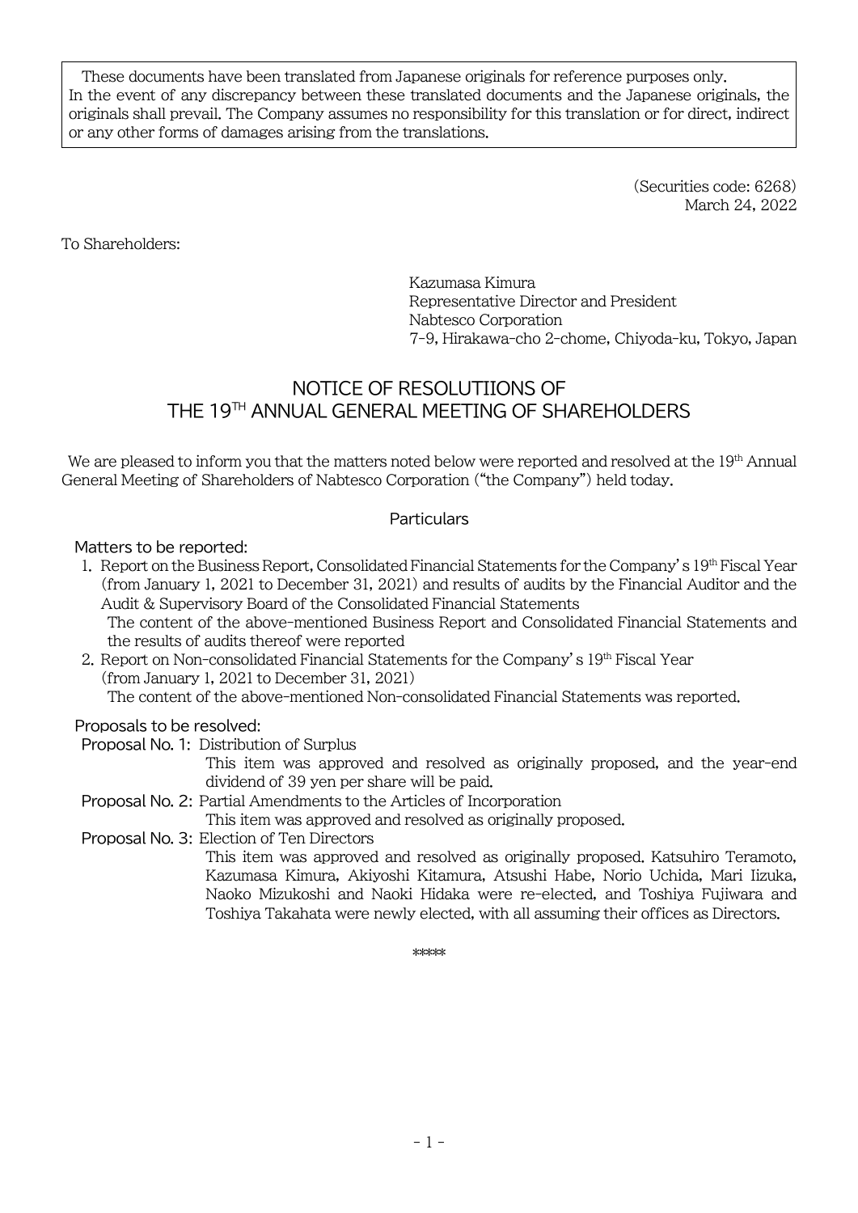These documents have been translated from Japanese originals for reference purposes only. In the event of any discrepancy between these translated documents and the Japanese originals, the originals shall prevail. The Company assumes no responsibility for this translation or for direct, indirect or any other forms of damages arising from the translations.

(Securities code: 6268)
March 24, 2022

To Shareholders:

Kazumasa Kimura
Representative Director and President
Nabtesco Corporation
7-9, Hirakawa-cho 2-chome, Chiyoda-ku, Tokyo, Japan

# NOTICE OF RESOLUTIIONS OF THE 19TH ANNUAL GENERAL MEETING OF SHAREHOLDERS

We are pleased to inform you that the matters noted below were reported and resolved at the 19th Annual General Meeting of Shareholders of Nabtesco Corporation ("the Company") held today.

## Particulars

### Matters to be reported:

1. Report on the Business Report, Consolidated Financial Statements for the Company's 19th Fiscal Year (from January 1, 2021 to December 31, 2021) and results of audits by the Financial Auditor and the Audit & Supervisory Board of the Consolidated Financial Statements
   The content of the above-mentioned Business Report and Consolidated Financial Statements and the results of audits thereof were reported
2. Report on Non-consolidated Financial Statements for the Company's 19th Fiscal Year (from January 1, 2021 to December 31, 2021)
   The content of the above-mentioned Non-consolidated Financial Statements was reported.

### Proposals to be resolved:

**Proposal No. 1:** Distribution of Surplus
This item was approved and resolved as originally proposed, and the year-end dividend of 39 yen per share will be paid.

**Proposal No. 2:** Partial Amendments to the Articles of Incorporation
This item was approved and resolved as originally proposed.

**Proposal No. 3:** Election of Ten Directors
This item was approved and resolved as originally proposed. Katsuhiro Teramoto, Kazumasa Kimura, Akiyoshi Kitamura, Atsushi Habe, Norio Uchida, Mari Iizuka, Naoko Mizukoshi and Naoki Hidaka were re-elected, and Toshiya Fujiwara and Toshiya Takahata were newly elected, with all assuming their offices as Directors.

\*\*\*\*\*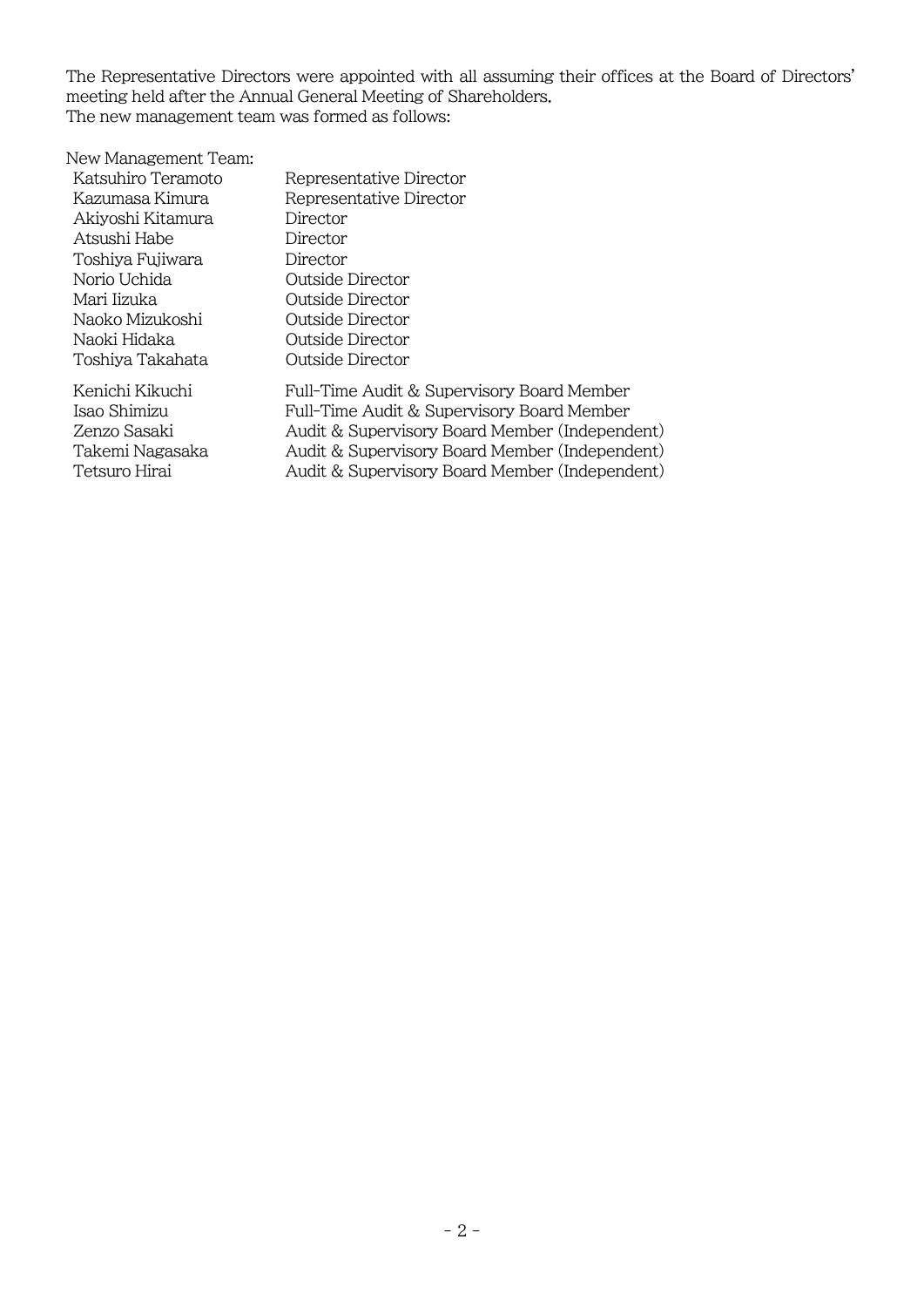The Representative Directors were appointed with all assuming their offices at the Board of Directors' meeting held after the Annual General Meeting of Shareholders.
The new management team was formed as follows:

New Management Team:

| | |
|---|---|
| Katsuhiro Teramoto | Representative Director |
| Kazumasa Kimura | Representative Director |
| Akiyoshi Kitamura | Director |
| Atsushi Habe | Director |
| Toshiya Fujiwara | Director |
| Norio Uchida | Outside Director |
| Mari Iizuka | Outside Director |
| Naoko Mizukoshi | Outside Director |
| Naoki Hidaka | Outside Director |
| Toshiya Takahata | Outside Director |
| Kenichi Kikuchi | Full-Time Audit & Supervisory Board Member |
| Isao Shimizu | Full-Time Audit & Supervisory Board Member |
| Zenzo Sasaki | Audit & Supervisory Board Member (Independent) |
| Takemi Nagasaka | Audit & Supervisory Board Member (Independent) |
| Tetsuro Hirai | Audit & Supervisory Board Member (Independent) |